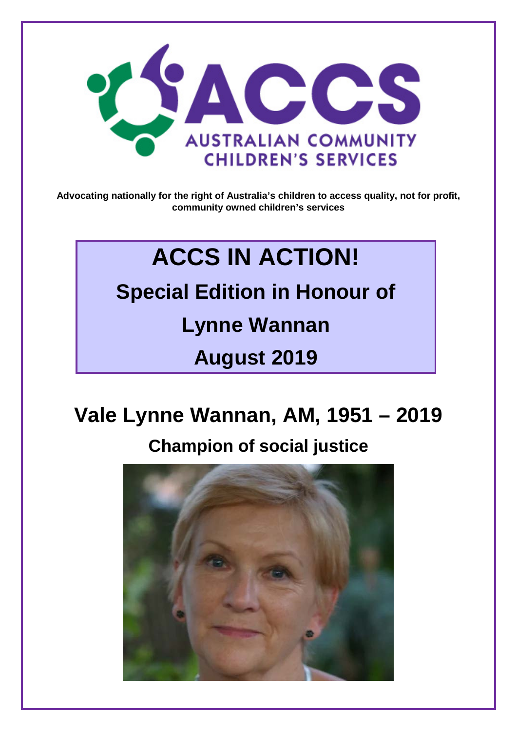ACCS

AUSTRALIAN COMMUNITY CHILDREN'S SERVICES

**Advocating nationally for the right of Australia's children to access quality, not for profit, community owned children's services**

# ACCS IN ACTION!

## Special Edition in Honour of Lynne Wannan

## August 2019

# Vale Lynne Wannan, AM, 1951 – 2019

## Champion of social justice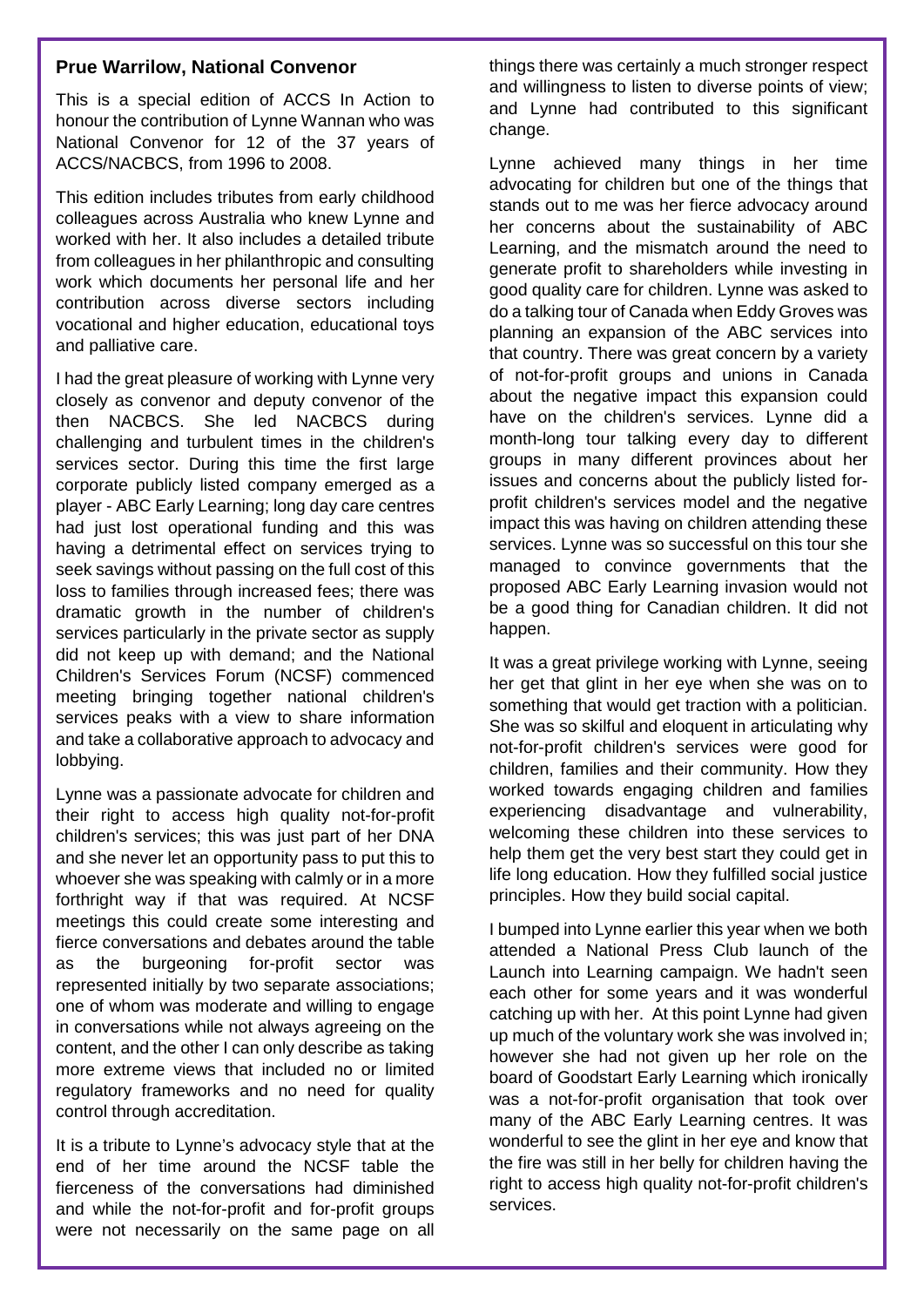### Prue Warrilow, National Convenor

This is a special edition of ACCS In Action to honour the contribution of Lynne Wannan who was National Convenor for 12 of the 37 years of ACCS/NACBCS, from 1996 to 2008.

This edition includes tributes from early childhood colleagues across Australia who knew Lynne and worked with her. It also includes a detailed tribute from colleagues in her philanthropic and consulting work which documents her personal life and her contribution across diverse sectors including vocational and higher education, educational toys and palliative care.

I had the great pleasure of working with Lynne very closely as convenor and deputy convenor of the then NACBCS. She led NACBCS during challenging and turbulent times in the children's services sector. During this time the first large corporate publicly listed company emerged as a player - ABC Early Learning; long day care centres had just lost operational funding and this was having a detrimental effect on services trying to seek savings without passing on the full cost of this loss to families through increased fees; there was dramatic growth in the number of children's services particularly in the private sector as supply did not keep up with demand; and the National Children's Services Forum (NCSF) commenced meeting bringing together national children's services peaks with a view to share information and take a collaborative approach to advocacy and lobbying.

Lynne was a passionate advocate for children and their right to access high quality not-for-profit children's services; this was just part of her DNA and she never let an opportunity pass to put this to whoever she was speaking with calmly or in a more forthright way if that was required. At NCSF meetings this could create some interesting and fierce conversations and debates around the table as the burgeoning for-profit sector was represented initially by two separate associations; one of whom was moderate and willing to engage in conversations while not always agreeing on the content, and the other I can only describe as taking more extreme views that included no or limited regulatory frameworks and no need for quality control through accreditation.

It is a tribute to Lynne's advocacy style that at the end of her time around the NCSF table the fierceness of the conversations had diminished and while the not-for-profit and for-profit groups were not necessarily on the same page on all things there was certainly a much stronger respect and willingness to listen to diverse points of view; and Lynne had contributed to this significant change.

Lynne achieved many things in her time advocating for children but one of the things that stands out to me was her fierce advocacy around her concerns about the sustainability of ABC Learning, and the mismatch around the need to generate profit to shareholders while investing in good quality care for children. Lynne was asked to do a talking tour of Canada when Eddy Groves was planning an expansion of the ABC services into that country. There was great concern by a variety of not-for-profit groups and unions in Canada about the negative impact this expansion could have on the children's services. Lynne did a month-long tour talking every day to different groups in many different provinces about her issues and concerns about the publicly listed for-profit children's services model and the negative impact this was having on children attending these services. Lynne was so successful on this tour she managed to convince governments that the proposed ABC Early Learning invasion would not be a good thing for Canadian children. It did not happen.

It was a great privilege working with Lynne, seeing her get that glint in her eye when she was on to something that would get traction with a politician. She was so skilful and eloquent in articulating why not-for-profit children's services were good for children, families and their community. How they worked towards engaging children and families experiencing disadvantage and vulnerability, welcoming these children into these services to help them get the very best start they could get in life long education. How they fulfilled social justice principles. How they build social capital.

I bumped into Lynne earlier this year when we both attended a National Press Club launch of the Launch into Learning campaign. We hadn't seen each other for some years and it was wonderful catching up with her. At this point Lynne had given up much of the voluntary work she was involved in; however she had not given up her role on the board of Goodstart Early Learning which ironically was a not-for-profit organisation that took over many of the ABC Early Learning centres. It was wonderful to see the glint in her eye and know that the fire was still in her belly for children having the right to access high quality not-for-profit children's services.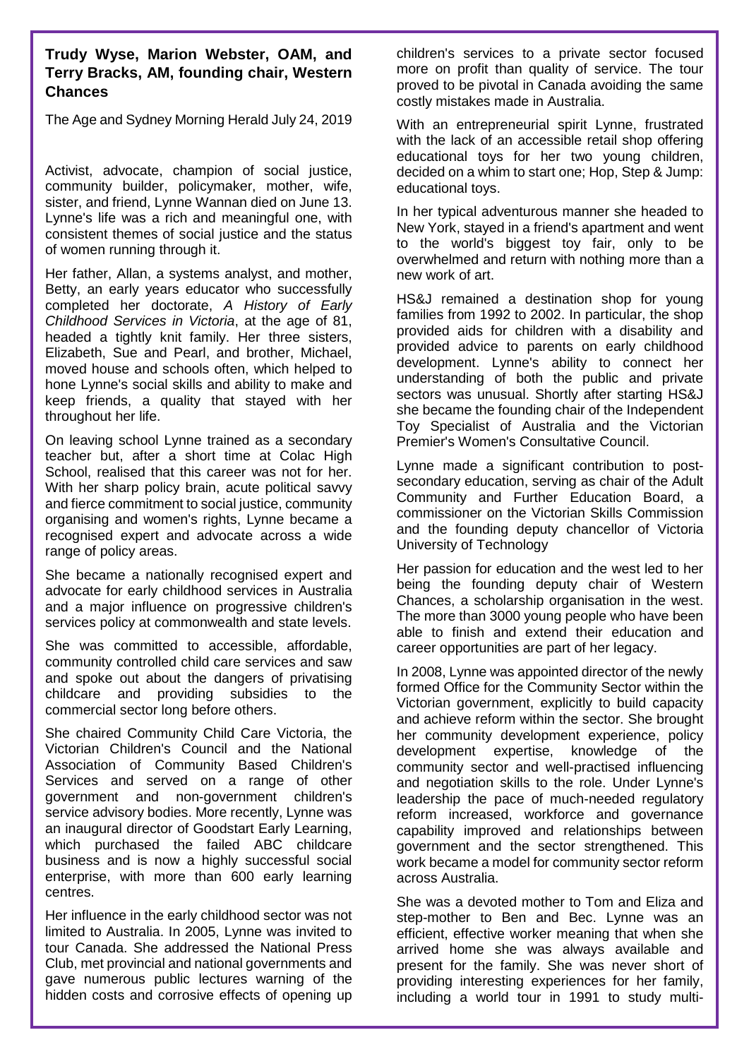**Trudy Wyse, Marion Webster, OAM, and Terry Bracks, AM, founding chair, Western Chances**

The Age and Sydney Morning Herald July 24, 2019

Activist, advocate, champion of social justice, community builder, policymaker, mother, wife, sister, and friend, Lynne Wannan died on June 13. Lynne's life was a rich and meaningful one, with consistent themes of social justice and the status of women running through it.

Her father, Allan, a systems analyst, and mother, Betty, an early years educator who successfully completed her doctorate, *A History of Early Childhood Services in Victoria*, at the age of 81, headed a tightly knit family. Her three sisters, Elizabeth, Sue and Pearl, and brother, Michael, moved house and schools often, which helped to hone Lynne's social skills and ability to make and keep friends, a quality that stayed with her throughout her life.

On leaving school Lynne trained as a secondary teacher but, after a short time at Colac High School, realised that this career was not for her. With her sharp policy brain, acute political savvy and fierce commitment to social justice, community organising and women's rights, Lynne became a recognised expert and advocate across a wide range of policy areas.

She became a nationally recognised expert and advocate for early childhood services in Australia and a major influence on progressive children's services policy at commonwealth and state levels.

She was committed to accessible, affordable, community controlled child care services and saw and spoke out about the dangers of privatising childcare and providing subsidies to the commercial sector long before others.

She chaired Community Child Care Victoria, the Victorian Children's Council and the National Association of Community Based Children's Services and served on a range of other government and non-government children's service advisory bodies. More recently, Lynne was an inaugural director of Goodstart Early Learning, which purchased the failed ABC childcare business and is now a highly successful social enterprise, with more than 600 early learning centres.

Her influence in the early childhood sector was not limited to Australia. In 2005, Lynne was invited to tour Canada. She addressed the National Press Club, met provincial and national governments and gave numerous public lectures warning of the hidden costs and corrosive effects of opening up children's services to a private sector focused more on profit than quality of service. The tour proved to be pivotal in Canada avoiding the same costly mistakes made in Australia.

With an entrepreneurial spirit Lynne, frustrated with the lack of an accessible retail shop offering educational toys for her two young children, decided on a whim to start one; Hop, Step & Jump: educational toys.

In her typical adventurous manner she headed to New York, stayed in a friend's apartment and went to the world's biggest toy fair, only to be overwhelmed and return with nothing more than a new work of art.

HS&J remained a destination shop for young families from 1992 to 2002. In particular, the shop provided aids for children with a disability and provided advice to parents on early childhood development. Lynne's ability to connect her understanding of both the public and private sectors was unusual. Shortly after starting HS&J she became the founding chair of the Independent Toy Specialist of Australia and the Victorian Premier's Women's Consultative Council.

Lynne made a significant contribution to post-secondary education, serving as chair of the Adult Community and Further Education Board, a commissioner on the Victorian Skills Commission and the founding deputy chancellor of Victoria University of Technology

Her passion for education and the west led to her being the founding deputy chair of Western Chances, a scholarship organisation in the west. The more than 3000 young people who have been able to finish and extend their education and career opportunities are part of her legacy.

In 2008, Lynne was appointed director of the newly formed Office for the Community Sector within the Victorian government, explicitly to build capacity and achieve reform within the sector. She brought her community development experience, policy development expertise, knowledge of the community sector and well-practised influencing and negotiation skills to the role. Under Lynne's leadership the pace of much-needed regulatory reform increased, workforce and governance capability improved and relationships between government and the sector strengthened. This work became a model for community sector reform across Australia.

She was a devoted mother to Tom and Eliza and step-mother to Ben and Bec. Lynne was an efficient, effective worker meaning that when she arrived home she was always available and present for the family. She was never short of providing interesting experiences for her family, including a world tour in 1991 to study multi-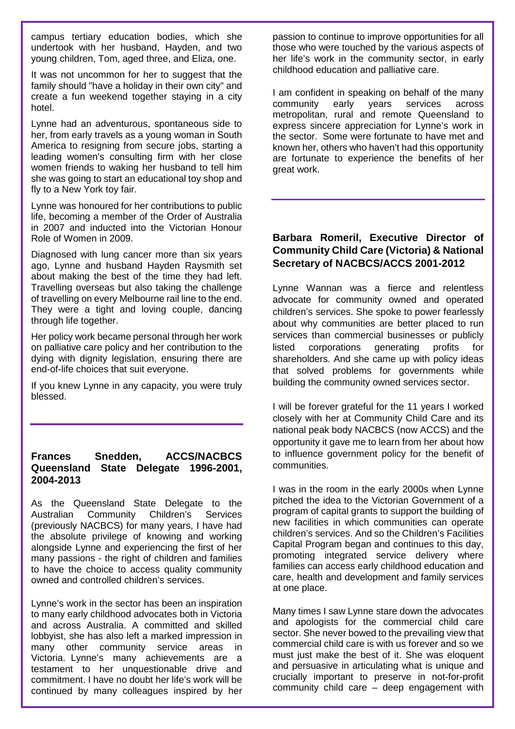campus tertiary education bodies, which she undertook with her husband, Hayden, and two young children, Tom, aged three, and Eliza, one.

It was not uncommon for her to suggest that the family should "have a holiday in their own city" and create a fun weekend together staying in a city hotel.

Lynne had an adventurous, spontaneous side to her, from early travels as a young woman in South America to resigning from secure jobs, starting a leading women's consulting firm with her close women friends to waking her husband to tell him she was going to start an educational toy shop and fly to a New York toy fair.

Lynne was honoured for her contributions to public life, becoming a member of the Order of Australia in 2007 and inducted into the Victorian Honour Role of Women in 2009.

Diagnosed with lung cancer more than six years ago, Lynne and husband Hayden Raysmith set about making the best of the time they had left. Travelling overseas but also taking the challenge of travelling on every Melbourne rail line to the end. They were a tight and loving couple, dancing through life together.

Her policy work became personal through her work on palliative care policy and her contribution to the dying with dignity legislation, ensuring there are end-of-life choices that suit everyone.

If you knew Lynne in any capacity, you were truly blessed.

---

### Frances Snedden, ACCS/NACBCS Queensland State Delegate 1996-2001, 2004-2013

As the Queensland State Delegate to the Australian Community Children's Services (previously NACBCS) for many years, I have had the absolute privilege of knowing and working alongside Lynne and experiencing the first of her many passions - the right of children and families to have the choice to access quality community owned and controlled children's services.

Lynne's work in the sector has been an inspiration to many early childhood advocates both in Victoria and across Australia. A committed and skilled lobbyist, she has also left a marked impression in many other community service areas in Victoria. Lynne's many achievements are a testament to her unquestionable drive and commitment. I have no doubt her life's work will be continued by many colleagues inspired by her passion to continue to improve opportunities for all those who were touched by the various aspects of her life's work in the community sector, in early childhood education and palliative care.

I am confident in speaking on behalf of the many community early years services across metropolitan, rural and remote Queensland to express sincere appreciation for Lynne's work in the sector. Some were fortunate to have met and known her, others who haven't had this opportunity are fortunate to experience the benefits of her great work.

---

### Barbara Romeril, Executive Director of Community Child Care (Victoria) & National Secretary of NACBCS/ACCS 2001-2012

Lynne Wannan was a fierce and relentless advocate for community owned and operated children's services. She spoke to power fearlessly about why communities are better placed to run services than commercial businesses or publicly listed corporations generating profits for shareholders. And she came up with policy ideas that solved problems for governments while building the community owned services sector.

I will be forever grateful for the 11 years I worked closely with her at Community Child Care and its national peak body NACBCS (now ACCS) and the opportunity it gave me to learn from her about how to influence government policy for the benefit of communities.

I was in the room in the early 2000s when Lynne pitched the idea to the Victorian Government of a program of capital grants to support the building of new facilities in which communities can operate children's services. And so the Children's Facilities Capital Program began and continues to this day, promoting integrated service delivery where families can access early childhood education and care, health and development and family services at one place.

Many times I saw Lynne stare down the advocates and apologists for the commercial child care sector. She never bowed to the prevailing view that commercial child care is with us forever and so we must just make the best of it. She was eloquent and persuasive in articulating what is unique and crucially important to preserve in not-for-profit community child care – deep engagement with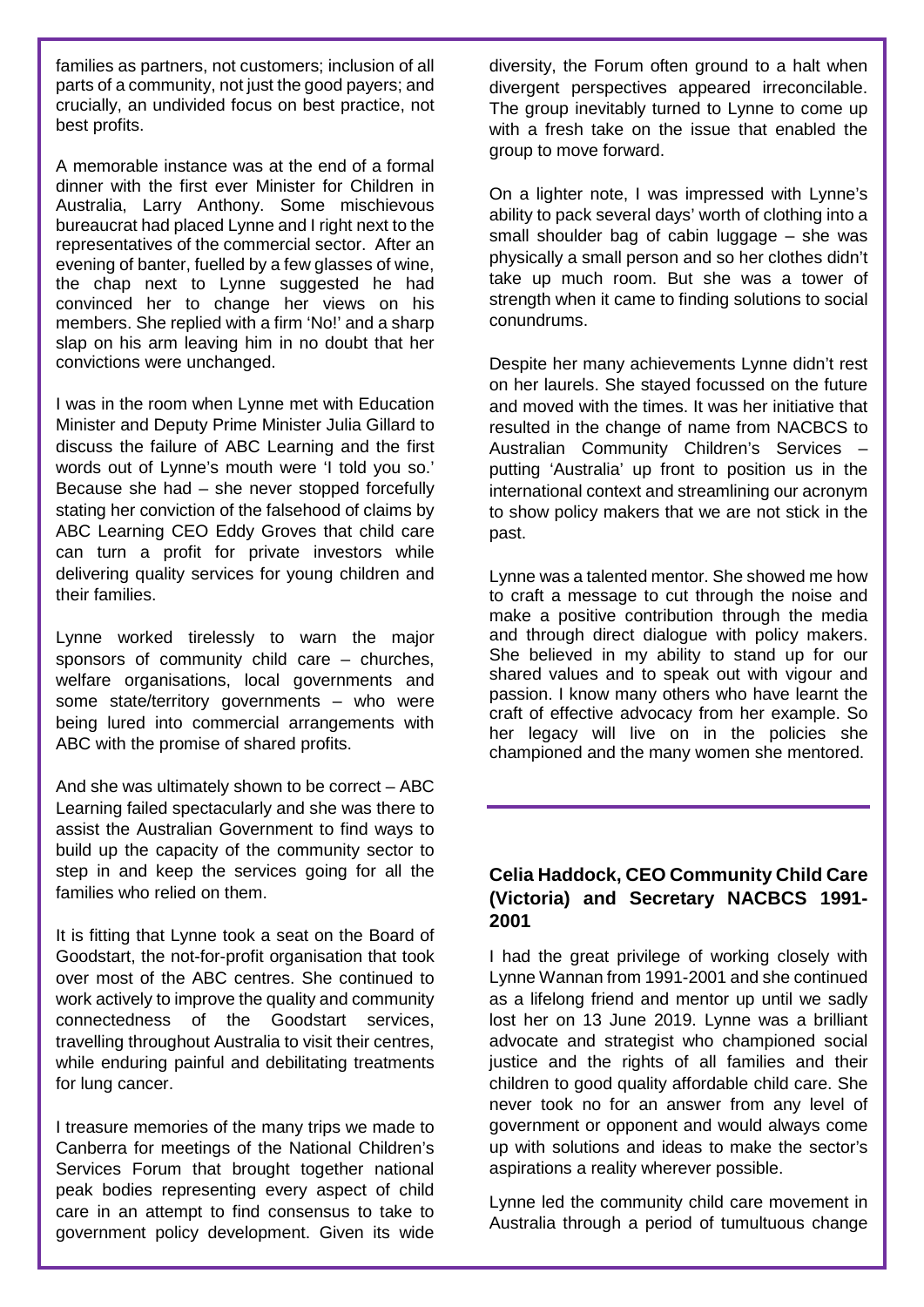families as partners, not customers; inclusion of all parts of a community, not just the good payers; and crucially, an undivided focus on best practice, not best profits.

A memorable instance was at the end of a formal dinner with the first ever Minister for Children in Australia, Larry Anthony. Some mischievous bureaucrat had placed Lynne and I right next to the representatives of the commercial sector. After an evening of banter, fuelled by a few glasses of wine, the chap next to Lynne suggested he had convinced her to change her views on his members. She replied with a firm 'No!' and a sharp slap on his arm leaving him in no doubt that her convictions were unchanged.

I was in the room when Lynne met with Education Minister and Deputy Prime Minister Julia Gillard to discuss the failure of ABC Learning and the first words out of Lynne's mouth were 'I told you so.' Because she had – she never stopped forcefully stating her conviction of the falsehood of claims by ABC Learning CEO Eddy Groves that child care can turn a profit for private investors while delivering quality services for young children and their families.

Lynne worked tirelessly to warn the major sponsors of community child care – churches, welfare organisations, local governments and some state/territory governments – who were being lured into commercial arrangements with ABC with the promise of shared profits.

And she was ultimately shown to be correct – ABC Learning failed spectacularly and she was there to assist the Australian Government to find ways to build up the capacity of the community sector to step in and keep the services going for all the families who relied on them.

It is fitting that Lynne took a seat on the Board of Goodstart, the not-for-profit organisation that took over most of the ABC centres. She continued to work actively to improve the quality and community connectedness of the Goodstart services, travelling throughout Australia to visit their centres, while enduring painful and debilitating treatments for lung cancer.

I treasure memories of the many trips we made to Canberra for meetings of the National Children's Services Forum that brought together national peak bodies representing every aspect of child care in an attempt to find consensus to take to government policy development. Given its wide diversity, the Forum often ground to a halt when divergent perspectives appeared irreconcilable. The group inevitably turned to Lynne to come up with a fresh take on the issue that enabled the group to move forward.

On a lighter note, I was impressed with Lynne's ability to pack several days' worth of clothing into a small shoulder bag of cabin luggage – she was physically a small person and so her clothes didn't take up much room. But she was a tower of strength when it came to finding solutions to social conundrums.

Despite her many achievements Lynne didn't rest on her laurels. She stayed focussed on the future and moved with the times. It was her initiative that resulted in the change of name from NACBCS to Australian Community Children's Services – putting 'Australia' up front to position us in the international context and streamlining our acronym to show policy makers that we are not stick in the past.

Lynne was a talented mentor. She showed me how to craft a message to cut through the noise and make a positive contribution through the media and through direct dialogue with policy makers. She believed in my ability to stand up for our shared values and to speak out with vigour and passion. I know many others who have learnt the craft of effective advocacy from her example. So her legacy will live on in the policies she championed and the many women she mentored.

### Celia Haddock, CEO Community Child Care (Victoria) and Secretary NACBCS 1991-2001

I had the great privilege of working closely with Lynne Wannan from 1991-2001 and she continued as a lifelong friend and mentor up until we sadly lost her on 13 June 2019. Lynne was a brilliant advocate and strategist who championed social justice and the rights of all families and their children to good quality affordable child care. She never took no for an answer from any level of government or opponent and would always come up with solutions and ideas to make the sector's aspirations a reality wherever possible.

Lynne led the community child care movement in Australia through a period of tumultuous change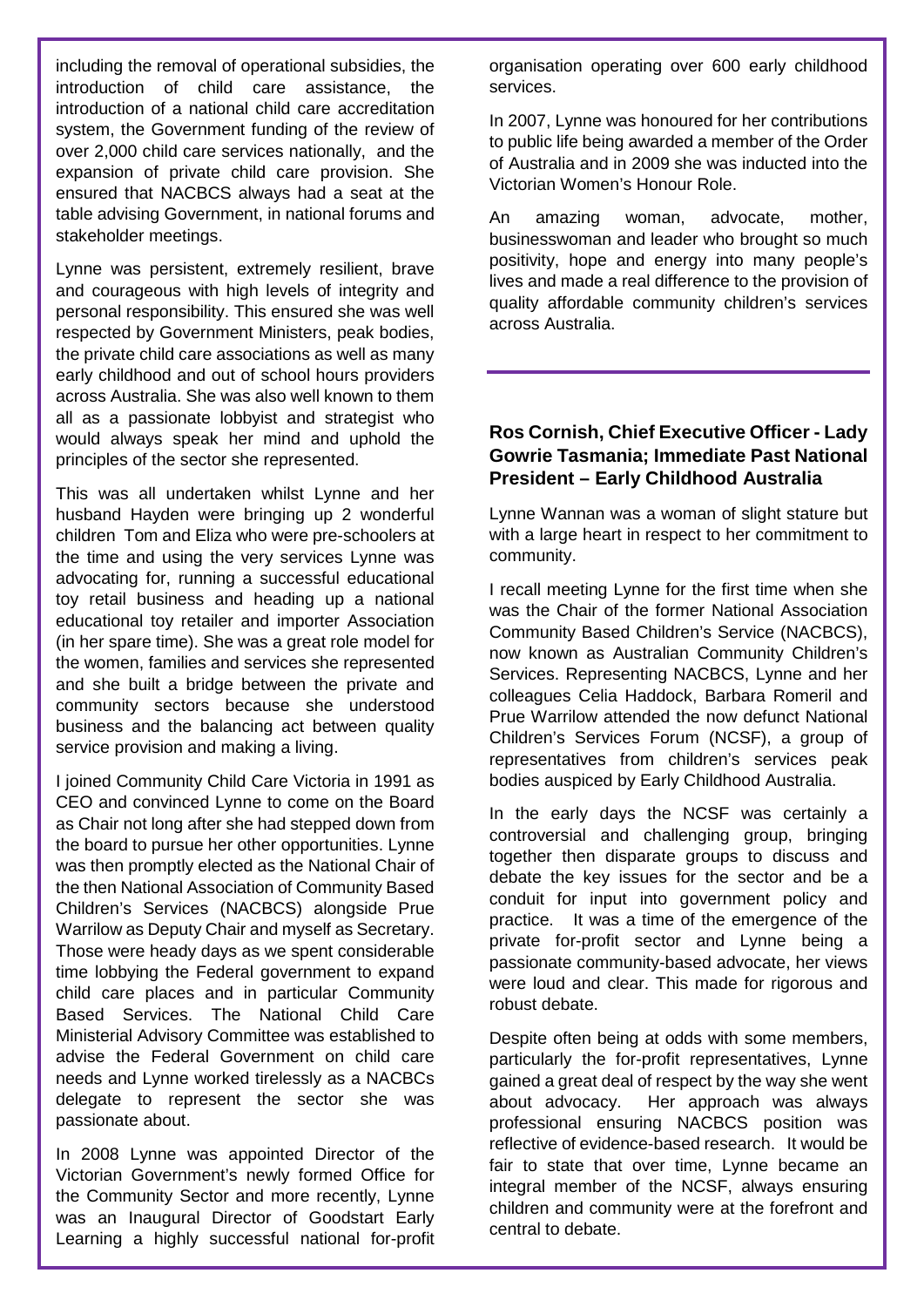including the removal of operational subsidies, the introduction of child care assistance, the introduction of a national child care accreditation system, the Government funding of the review of over 2,000 child care services nationally, and the expansion of private child care provision. She ensured that NACBCS always had a seat at the table advising Government, in national forums and stakeholder meetings.

Lynne was persistent, extremely resilient, brave and courageous with high levels of integrity and personal responsibility. This ensured she was well respected by Government Ministers, peak bodies, the private child care associations as well as many early childhood and out of school hours providers across Australia. She was also well known to them all as a passionate lobbyist and strategist who would always speak her mind and uphold the principles of the sector she represented.

This was all undertaken whilst Lynne and her husband Hayden were bringing up 2 wonderful children Tom and Eliza who were pre-schoolers at the time and using the very services Lynne was advocating for, running a successful educational toy retail business and heading up a national educational toy retailer and importer Association (in her spare time). She was a great role model for the women, families and services she represented and she built a bridge between the private and community sectors because she understood business and the balancing act between quality service provision and making a living.

I joined Community Child Care Victoria in 1991 as CEO and convinced Lynne to come on the Board as Chair not long after she had stepped down from the board to pursue her other opportunities. Lynne was then promptly elected as the National Chair of the then National Association of Community Based Children's Services (NACBCS) alongside Prue Warrilow as Deputy Chair and myself as Secretary. Those were heady days as we spent considerable time lobbying the Federal government to expand child care places and in particular Community Based Services. The National Child Care Ministerial Advisory Committee was established to advise the Federal Government on child care needs and Lynne worked tirelessly as a NACBCs delegate to represent the sector she was passionate about.

In 2008 Lynne was appointed Director of the Victorian Government's newly formed Office for the Community Sector and more recently, Lynne was an Inaugural Director of Goodstart Early Learning a highly successful national for-profit organisation operating over 600 early childhood services.

In 2007, Lynne was honoured for her contributions to public life being awarded a member of the Order of Australia and in 2009 she was inducted into the Victorian Women's Honour Role.

An amazing woman, advocate, mother, businesswoman and leader who brought so much positivity, hope and energy into many people's lives and made a real difference to the provision of quality affordable community children's services across Australia.

---

### Ros Cornish, Chief Executive Officer - Lady Gowrie Tasmania; Immediate Past National President – Early Childhood Australia

Lynne Wannan was a woman of slight stature but with a large heart in respect to her commitment to community.

I recall meeting Lynne for the first time when she was the Chair of the former National Association Community Based Children's Service (NACBCS), now known as Australian Community Children's Services. Representing NACBCS, Lynne and her colleagues Celia Haddock, Barbara Romeril and Prue Warrilow attended the now defunct National Children's Services Forum (NCSF), a group of representatives from children's services peak bodies auspiced by Early Childhood Australia.

In the early days the NCSF was certainly a controversial and challenging group, bringing together then disparate groups to discuss and debate the key issues for the sector and be a conduit for input into government policy and practice. It was a time of the emergence of the private for-profit sector and Lynne being a passionate community-based advocate, her views were loud and clear. This made for rigorous and robust debate.

Despite often being at odds with some members, particularly the for-profit representatives, Lynne gained a great deal of respect by the way she went about advocacy. Her approach was always professional ensuring NACBCS position was reflective of evidence-based research. It would be fair to state that over time, Lynne became an integral member of the NCSF, always ensuring children and community were at the forefront and central to debate.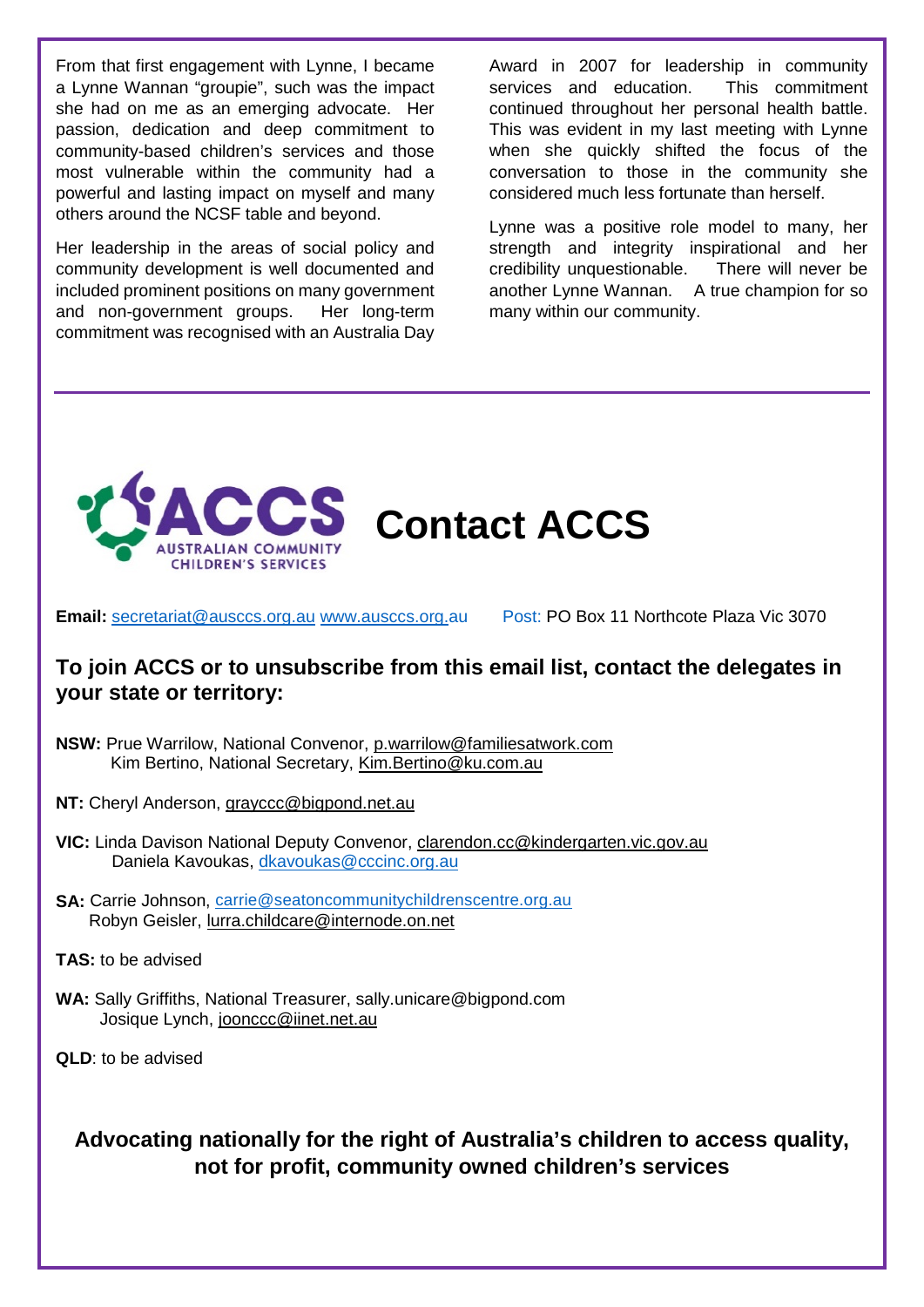From that first engagement with Lynne, I became a Lynne Wannan "groupie", such was the impact she had on me as an emerging advocate. Her passion, dedication and deep commitment to community-based children's services and those most vulnerable within the community had a powerful and lasting impact on myself and many others around the NCSF table and beyond.

Her leadership in the areas of social policy and community development is well documented and included prominent positions on many government and non-government groups. Her long-term commitment was recognised with an Australia Day Award in 2007 for leadership in community services and education. This commitment continued throughout her personal health battle. This was evident in my last meeting with Lynne when she quickly shifted the focus of the conversation to those in the community she considered much less fortunate than herself.

Lynne was a positive role model to many, her strength and integrity inspirational and her credibility unquestionable. There will never be another Lynne Wannan. A true champion for so many within our community.

ACCS
AUSTRALIAN COMMUNITY
CHILDREN'S SERVICES

# Contact ACCS

**Email:** secretariat@ausccs.org.au www.ausccs.org.au Post: PO Box 11 Northcote Plaza Vic 3070

## To join ACCS or to unsubscribe from this email list, contact the delegates in your state or territory:

**NSW:** Prue Warrilow, National Convenor, p.warrilow@familiesatwork.com
Kim Bertino, National Secretary, Kim.Bertino@ku.com.au

**NT:** Cheryl Anderson, grayccc@bigpond.net.au

**VIC:** Linda Davison National Deputy Convenor, clarendon.cc@kindergarten.vic.gov.au
Daniela Kavoukas, dkavoukas@cccinc.org.au

**SA:** Carrie Johnson, carrie@seatoncommunitychildrenscentre.org.au
Robyn Geisler, lurra.childcare@internode.on.net

**TAS:** to be advised

**WA:** Sally Griffiths, National Treasurer, sally.unicare@bigpond.com
Josique Lynch, joonccc@iinet.net.au

**QLD**: to be advised

**Advocating nationally for the right of Australia's children to access quality, not for profit, community owned children's services**